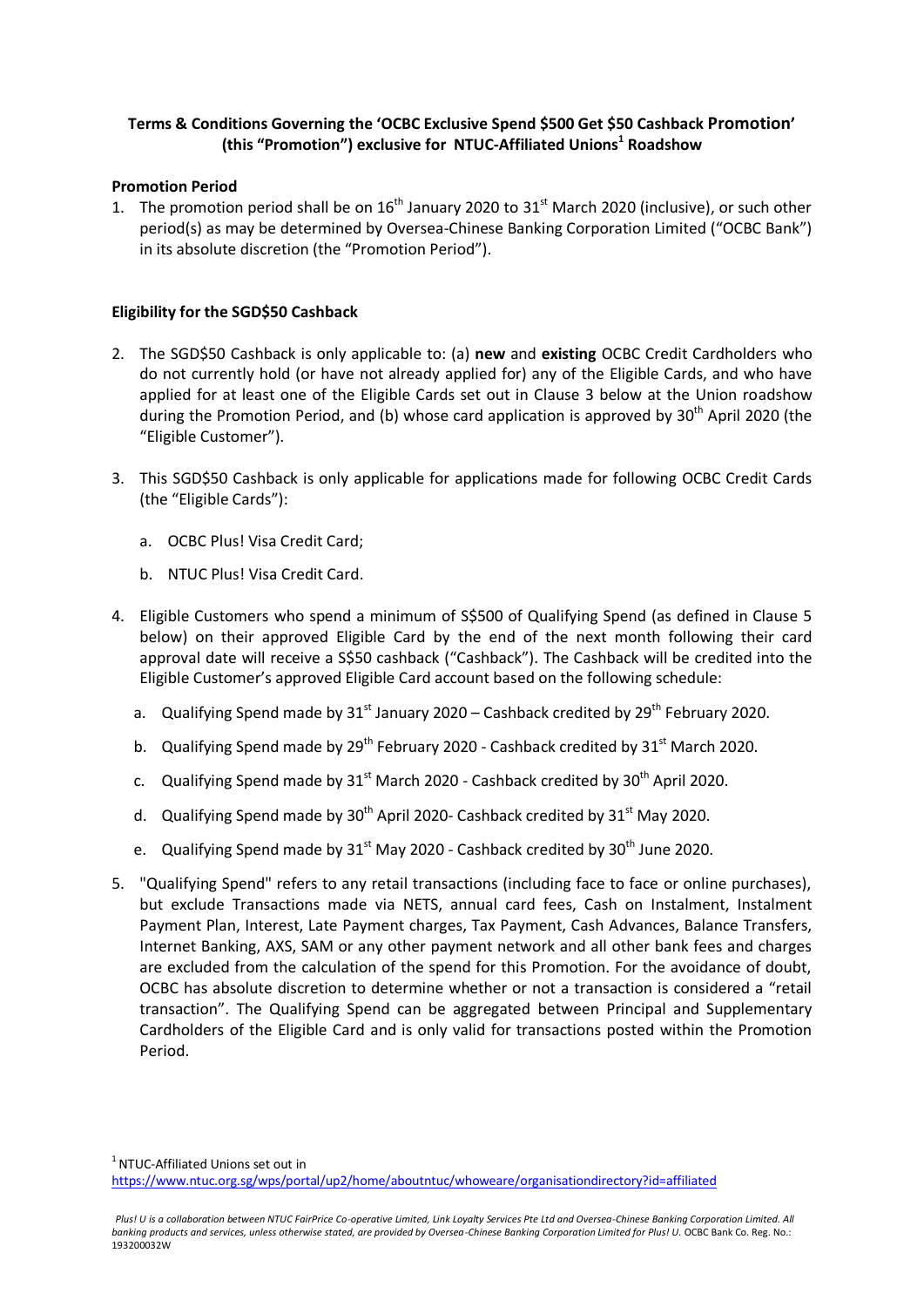**Terms & Conditions Governing the 'OCBC Exclusive Spend $500 Get $50 Cashback Promotion' (this "Promotion") exclusive for NTUC-Affiliated Unions[1] Roadshow**

**Promotion Period**

1. The promotion period shall be on 16th January 2020 to 31st March 2020 (inclusive), or such other period(s) as may be determined by Oversea-Chinese Banking Corporation Limited ("OCBC Bank") in its absolute discretion (the "Promotion Period").

**Eligibility for the SGD$50 Cashback**

2. The SGD$50 Cashback is only applicable to: (a) **new** and **existing** OCBC Credit Cardholders who do not currently hold (or have not already applied for) any of the Eligible Cards, and who have applied for at least one of the Eligible Cards set out in Clause 3 below at the Union roadshow during the Promotion Period, and (b) whose card application is approved by 30th April 2020 (the "Eligible Customer").

3. This SGD$50 Cashback is only applicable for applications made for following OCBC Credit Cards (the "Eligible Cards"):

   a. OCBC Plus! Visa Credit Card;

   b. NTUC Plus! Visa Credit Card.

4. Eligible Customers who spend a minimum of S$500 of Qualifying Spend (as defined in Clause 5 below) on their approved Eligible Card by the end of the next month following their card approval date will receive a S$50 cashback ("Cashback"). The Cashback will be credited into the Eligible Customer's approved Eligible Card account based on the following schedule:

   a. Qualifying Spend made by 31st January 2020 – Cashback credited by 29th February 2020.

   b. Qualifying Spend made by 29th February 2020 - Cashback credited by 31st March 2020.

   c. Qualifying Spend made by 31st March 2020 - Cashback credited by 30th April 2020.

   d. Qualifying Spend made by 30th April 2020- Cashback credited by 31st May 2020.

   e. Qualifying Spend made by 31st May 2020 - Cashback credited by 30th June 2020.

5. "Qualifying Spend" refers to any retail transactions (including face to face or online purchases), but exclude Transactions made via NETS, annual card fees, Cash on Instalment, Instalment Payment Plan, Interest, Late Payment charges, Tax Payment, Cash Advances, Balance Transfers, Internet Banking, AXS, SAM or any other payment network and all other bank fees and charges are excluded from the calculation of the spend for this Promotion. For the avoidance of doubt, OCBC has absolute discretion to determine whether or not a transaction is considered a "retail transaction". The Qualifying Spend can be aggregated between Principal and Supplementary Cardholders of the Eligible Card and is only valid for transactions posted within the Promotion Period.

[1] NTUC-Affiliated Unions set out in https://www.ntuc.org.sg/wps/portal/up2/home/aboutntuc/whoweare/organisationdirectory?id=affiliated

*Plus! U is a collaboration between NTUC FairPrice Co-operative Limited, Link Loyalty Services Pte Ltd and Oversea-Chinese Banking Corporation Limited. All banking products and services, unless otherwise stated, are provided by Oversea-Chinese Banking Corporation Limited for Plus! U.* OCBC Bank Co. Reg. No.: 193200032W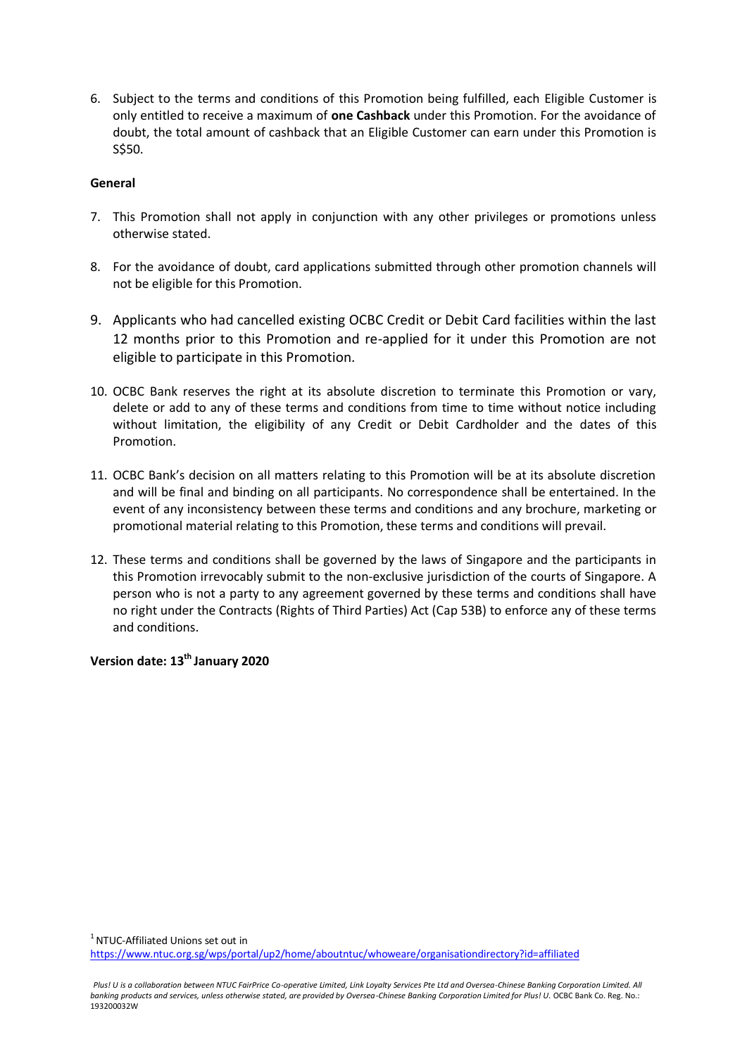6. Subject to the terms and conditions of this Promotion being fulfilled, each Eligible Customer is only entitled to receive a maximum of **one Cashback** under this Promotion. For the avoidance of doubt, the total amount of cashback that an Eligible Customer can earn under this Promotion is S$50.

**General**

7. This Promotion shall not apply in conjunction with any other privileges or promotions unless otherwise stated.

8. For the avoidance of doubt, card applications submitted through other promotion channels will not be eligible for this Promotion.

9. Applicants who had cancelled existing OCBC Credit or Debit Card facilities within the last 12 months prior to this Promotion and re-applied for it under this Promotion are not eligible to participate in this Promotion.

10. OCBC Bank reserves the right at its absolute discretion to terminate this Promotion or vary, delete or add to any of these terms and conditions from time to time without notice including without limitation, the eligibility of any Credit or Debit Cardholder and the dates of this Promotion.

11. OCBC Bank's decision on all matters relating to this Promotion will be at its absolute discretion and will be final and binding on all participants. No correspondence shall be entertained. In the event of any inconsistency between these terms and conditions and any brochure, marketing or promotional material relating to this Promotion, these terms and conditions will prevail.

12. These terms and conditions shall be governed by the laws of Singapore and the participants in this Promotion irrevocably submit to the non-exclusive jurisdiction of the courts of Singapore. A person who is not a party to any agreement governed by these terms and conditions shall have no right under the Contracts (Rights of Third Parties) Act (Cap 53B) to enforce any of these terms and conditions.

**Version date: 13th January 2020**

[1] NTUC-Affiliated Unions set out in https://www.ntuc.org.sg/wps/portal/up2/home/aboutntuc/whoweare/organisationdirectory?id=affiliated

*Plus! U is a collaboration between NTUC FairPrice Co-operative Limited, Link Loyalty Services Pte Ltd and Oversea-Chinese Banking Corporation Limited. All banking products and services, unless otherwise stated, are provided by Oversea-Chinese Banking Corporation Limited for Plus! U.* OCBC Bank Co. Reg. No.: 193200032W